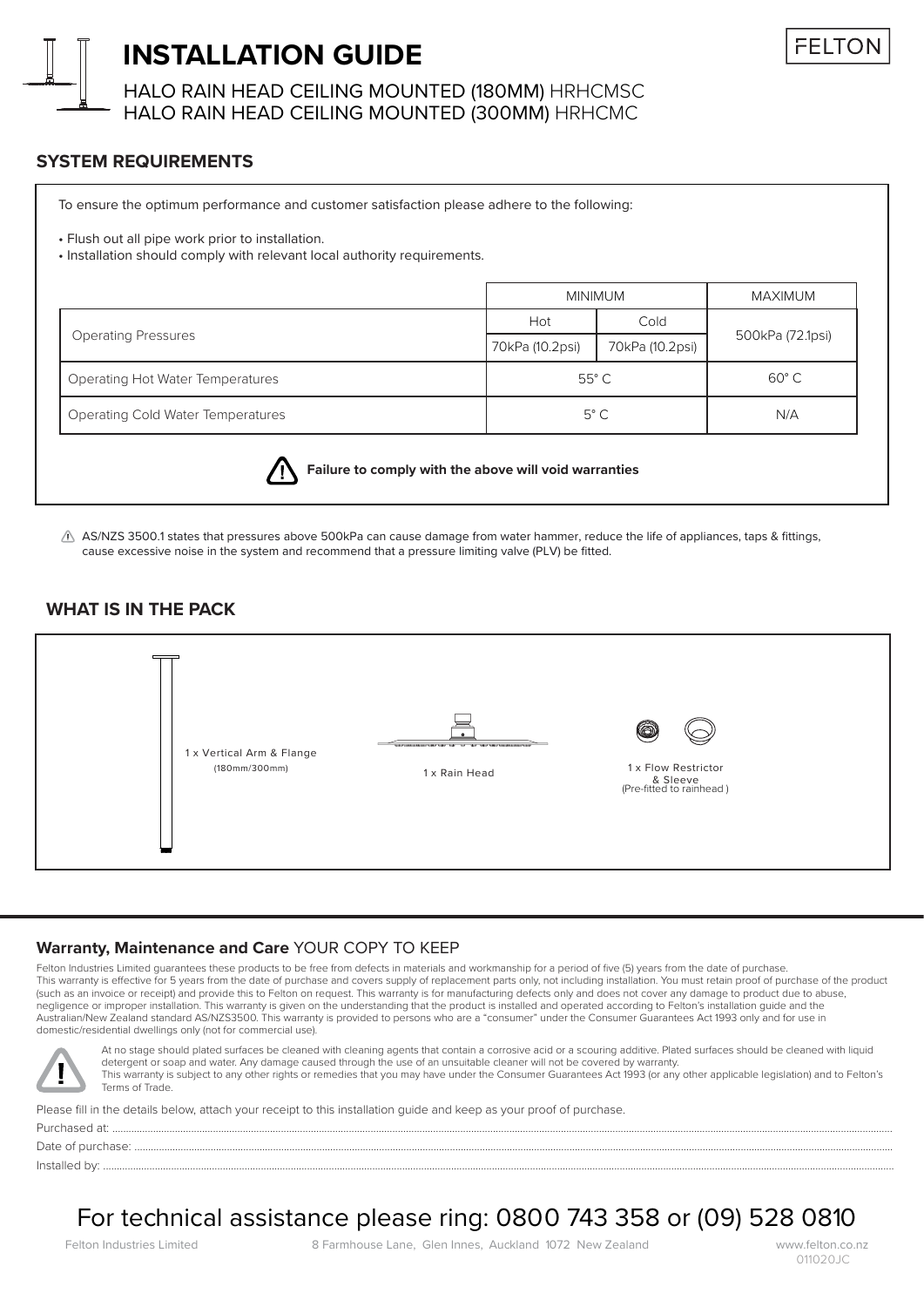# INSTALLATION GUIDE

FELTON

HALO RAIN HEAD CEILING MOUNTED (180MM) HRHCMSC
HALO RAIN HEAD CEILING MOUNTED (300MM) HRHCMC

## SYSTEM REQUIREMENTS

To ensure the optimum performance and customer satisfaction please adhere to the following:

- Flush out all pipe work prior to installation.
- Installation should comply with relevant local authority requirements.

| | MINIMUM | | MAXIMUM |
|---|---|---|---|
| | Hot | Cold | |
| Operating Pressures | 70kPa (10.2psi) | 70kPa (10.2psi) | 500kPa (72.1psi) |
| Operating Hot Water Temperatures | 55° C | | 60° C |
| Operating Cold Water Temperatures | 5° C | | N/A |

**Failure to comply with the above will void warranties**

⚠ AS/NZS 3500.1 states that pressures above 500kPa can cause damage from water hammer, reduce the life of appliances, taps & fittings, cause excessive noise in the system and recommend that a pressure limiting valve (PLV) be fitted.

## WHAT IS IN THE PACK

1 x Vertical Arm & Flange (180mm/300mm)

1 x Rain Head

1 x Flow Restrictor & Sleeve (Pre-fitted to rainhead )

## Warranty, Maintenance and Care YOUR COPY TO KEEP

Felton Industries Limited guarantees these products to be free from defects in materials and workmanship for a period of five (5) years from the date of purchase. This warranty is effective for 5 years from the date of purchase and covers supply of replacement parts only, not including installation. You must retain proof of purchase of the product (such as an invoice or receipt) and provide this to Felton on request. This warranty is for manufacturing defects only and does not cover any damage to product due to abuse, negligence or improper installation. This warranty is given on the understanding that the product is installed and operated according to Felton's installation guide and the Australian/New Zealand standard AS/NZS3500. This warranty is provided to persons who are a "consumer" under the Consumer Guarantees Act 1993 only and for use in domestic/residential dwellings only (not for commercial use).

At no stage should plated surfaces be cleaned with cleaning agents that contain a corrosive acid or a scouring additive. Plated surfaces should be cleaned with liquid detergent or soap and water. Any damage caused through the use of an unsuitable cleaner will not be covered by warranty.
This warranty is subject to any other rights or remedies that you may have under the Consumer Guarantees Act 1993 (or any other applicable legislation) and to Felton's Terms of Trade.

Please fill in the details below, attach your receipt to this installation guide and keep as your proof of purchase.

Purchased at: ........................................

Date of purchase: ........................................

Installed by: ........................................

For technical assistance please ring: 0800 743 358 or (09) 528 0810

Felton Industries Limited    8 Farmhouse Lane, Glen Innes, Auckland 1072 New Zealand    www.felton.co.nz
011020JC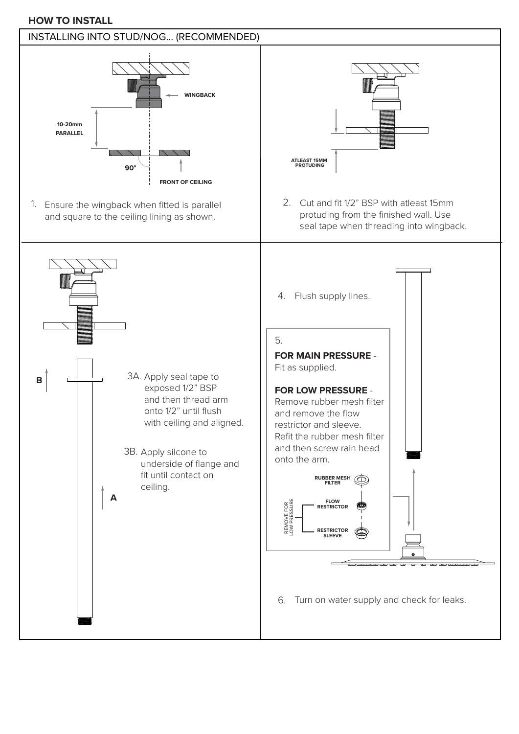**HOW TO INSTALL**

INSTALLING INTO STUD/NOG... (RECOMMENDED)

WINGBACK

10-20mm
PARALLEL

90°

FRONT OF CEILING

1. Ensure the wingback when fitted is parallel and square to the ceiling lining as shown.

ATLEAST 15MM
PROTUDING

2. Cut and fit 1/2" BSP with atleast 15mm protuding from the finished wall. Use seal tape when threading into wingback.

B

A

3A. Apply seal tape to exposed 1/2" BSP and then thread arm onto 1/2" until flush with ceiling and aligned.

3B. Apply silcone to underside of flange and fit until contact on ceiling.

4. Flush supply lines.

5.

**FOR MAIN PRESSURE** - Fit as supplied.

**FOR LOW PRESSURE** - Remove rubber mesh filter and remove the flow restrictor and sleeve. Refit the rubber mesh filter and then screw rain head onto the arm.

RUBBER MESH FILTER

FLOW RESTRICTOR

RESTRICTOR SLEEVE

REMOVE FOR LOW PRESSURE

6. Turn on water supply and check for leaks.